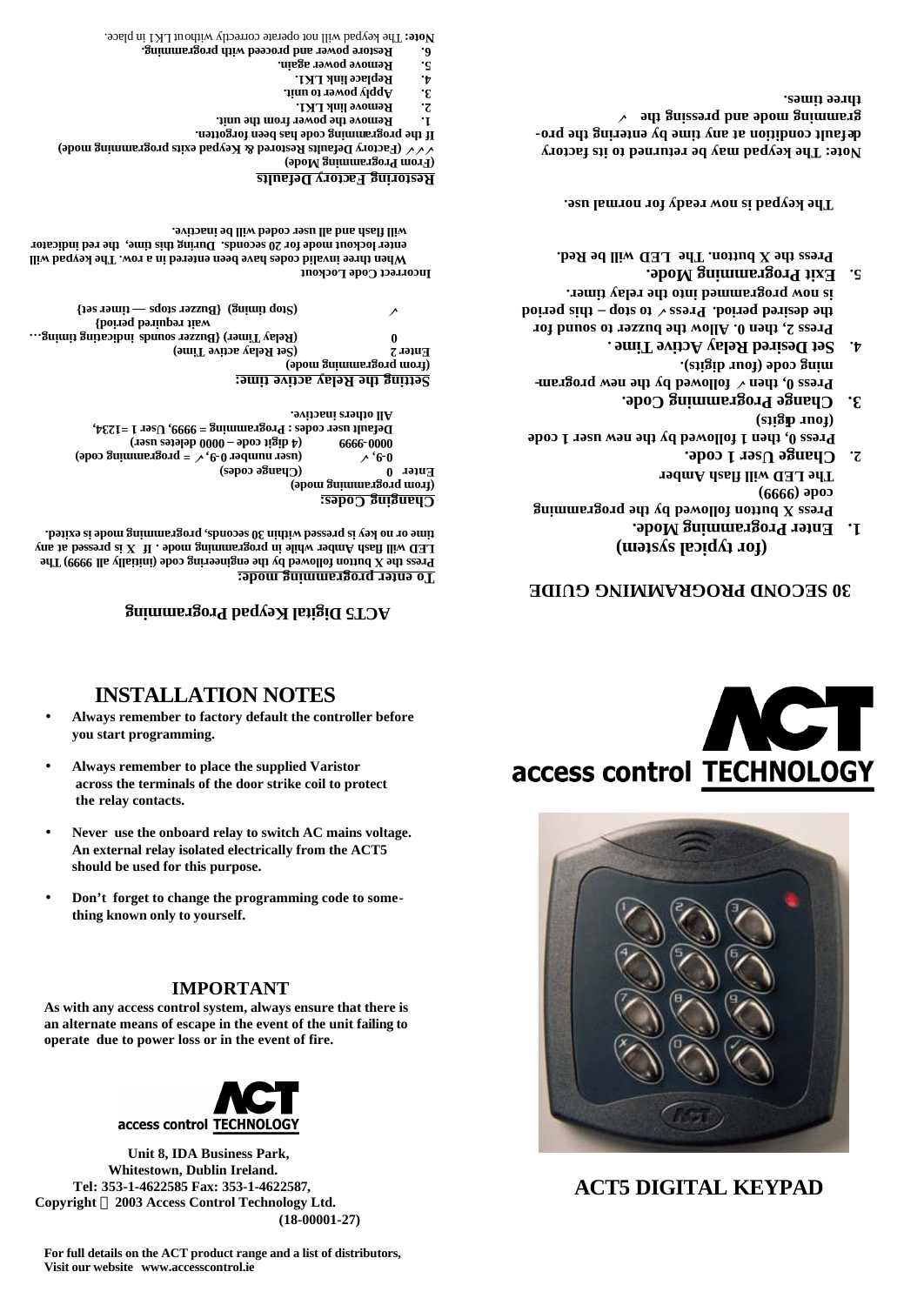# 30 SECOND PROGRAMMING GUIDE

## (for typical system)

1. **Enter Programming Mode.**
   Press X button followed by the programming code (9999)
   The LED will flash Amber
2. **Change User 1 code.**
   Press 0, then 1 followed by the new user 1 code (four digits)
3. **Change Programming Code.**
   Press 0, then ✓ followed by the new programming code (four digits).
4. **Set Desired Relay Active Time .**
   Press 2, then 0. Allow the buzzer to sound for the desired period. Press ✓ to stop – this period is now programmed into the relay timer.
5. **Exit Programming Mode.**
   Press the X button. The LED will be Red.

**The keypad is now ready for normal use.**

**Note: The keypad may be returned to its factory default condition at any time by entering the programming mode and pressing the ✓ three times.**

# ACT5 Digital Keypad Programming

**To enter programming mode:**
Press the X button followed by the engineering code (initially all 9999) The LED will flash Amber while in programming mode . If X is pressed at any time or no key is pressed within 30 seconds, programming mode is exited.

**Changing Codes:**
(from programming mode)

| | |
|---|---|
| Enter 0 | (Change codes) |
| 0-9, ✓ | (user number 0-9, ✓ = programming code) |
| 0000-9999 | (4 digit code – 0000 deletes user) |

Default user codes : Programming = 9999, User 1 =1234,
All others inactive.

**Setting the Relay active time:**
(from programming mode)

| | |
|---|---|
| Enter 2 | (Set Relay active Time) |
| 0 | (Relay Timer) {Buzzer sounds indicating timing... wait required period} |
| ✓ | (Stop timing) {Buzzer stops — timer set} |

**Incorrect Code Lockout**
When three invalid codes have been entered in a row. The keypad will enter lockout mode for 20 seconds. During this time, the red indicator will flash and all user coded will be inactive.

**Restoring Factory Defaults**
(From Programming Mode)
✓✓✓ (Factory Defaults Restored & Keypad exits programming mode)
If the programming code has been forgotten.

1. Remove the power from the unit.
2. Remove link LK1.
3. Apply power to unit.
4. Replace link LK1.
5. Remove power again.
6. Restore power and proceed with programming.

**Note:** The keypad will not operate correctly without LK1 in place.

# INSTALLATION NOTES

- **Always remember to factory default the controller before you start programming.**
- **Always remember to place the supplied Varistor across the terminals of the door strike coil to protect the relay contacts.**
- **Never use the onboard relay to switch AC mains voltage. An external relay isolated electrically from the ACT5 should be used for this purpose.**
- **Don't forget to change the programming code to something known only to yourself.**

## IMPORTANT

**As with any access control system, always ensure that there is an alternate means of escape in the event of the unit failing to operate due to power loss or in the event of fire.**

access control TECHNOLOGY

**Unit 8, IDA Business Park,**
**Whitestown, Dublin Ireland.**
**Tel: 353-1-4622585 Fax: 353-1-4622587,**
**Copyright © 2003 Access Control Technology Ltd.**
**(18-00001-27)**

**For full details on the ACT product range and a list of distributors, Visit our website www.accesscontrol.ie**

access control TECHNOLOGY

# ACT5 DIGITAL KEYPAD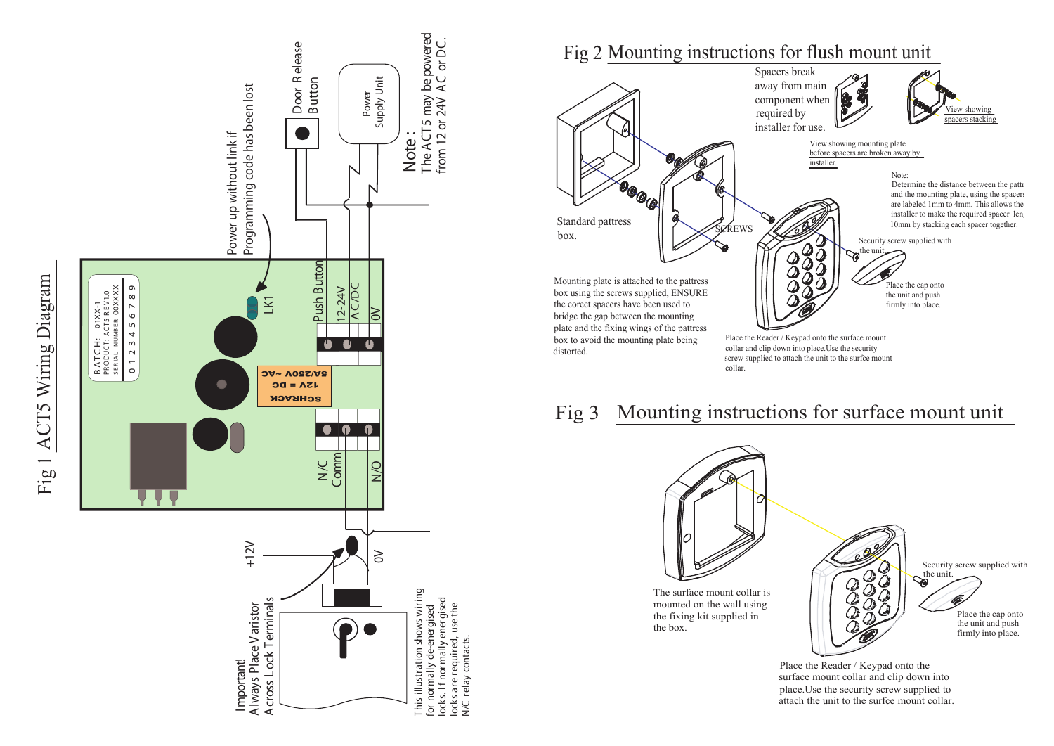## Fig 1 ACT5 Wiring Diagram

Power up without link if Programming code has been lost

Door Release Button

Power Supply Unit

**Note:** The ACT5 may be powered from 12 or 24V AC or DC.

BATCH: 01XX-1
PRODUCT: ACT5 REV1.0
SERIAL NUMBER 00XXXX
0 1 2 3 4 5 6 7 8 9

LK1

SCHRACK
12V = DC
5A/250V ~AC

Push Button

12-24V AC/DC

0V

N/C

Comm

N/O

+12V

0V

Important! Always Place Varistor Across Lock Terminals

This illustration shows wiring for normally de-energised locks. If normally energised locks are required, use the N/C relay contacts.

## Fig 2 Mounting instructions for flush mount unit

Spacers break away from main component when required by installer for use.

View showing spacers stacking

View showing mounting plate before spacers are broken away by installer.

Note:
Determine the distance between the pattr and the mounting plate, using the spacer: are labeled 1mm to 4mm. This allows the installer to make the required spacer len 10mm by stacking each spacer together.

Standard pattress box.

SCREWS

Security screw supplied with the unit.

Place the cap onto the unit and push firmly into place.

Mounting plate is attached to the pattress box using the screws supplied, ENSURE the corect spacers have been used to bridge the gap between the mounting plate and the fixing wings of the pattress box to avoid the mounting plate being distorted.

Place the Reader / Keypad onto the surface mount collar and clip down into place.Use the security screw supplied to attach the unit to the surfce mount collar.

## Fig 3 Mounting instructions for surface mount unit

The surface mount collar is mounted on the wall using the fixing kit supplied in the box.

Security screw supplied with the unit.

Place the cap onto the unit and push firmly into place.

Place the Reader / Keypad onto the surface mount collar and clip down into place.Use the security screw supplied to attach the unit to the surfce mount collar.